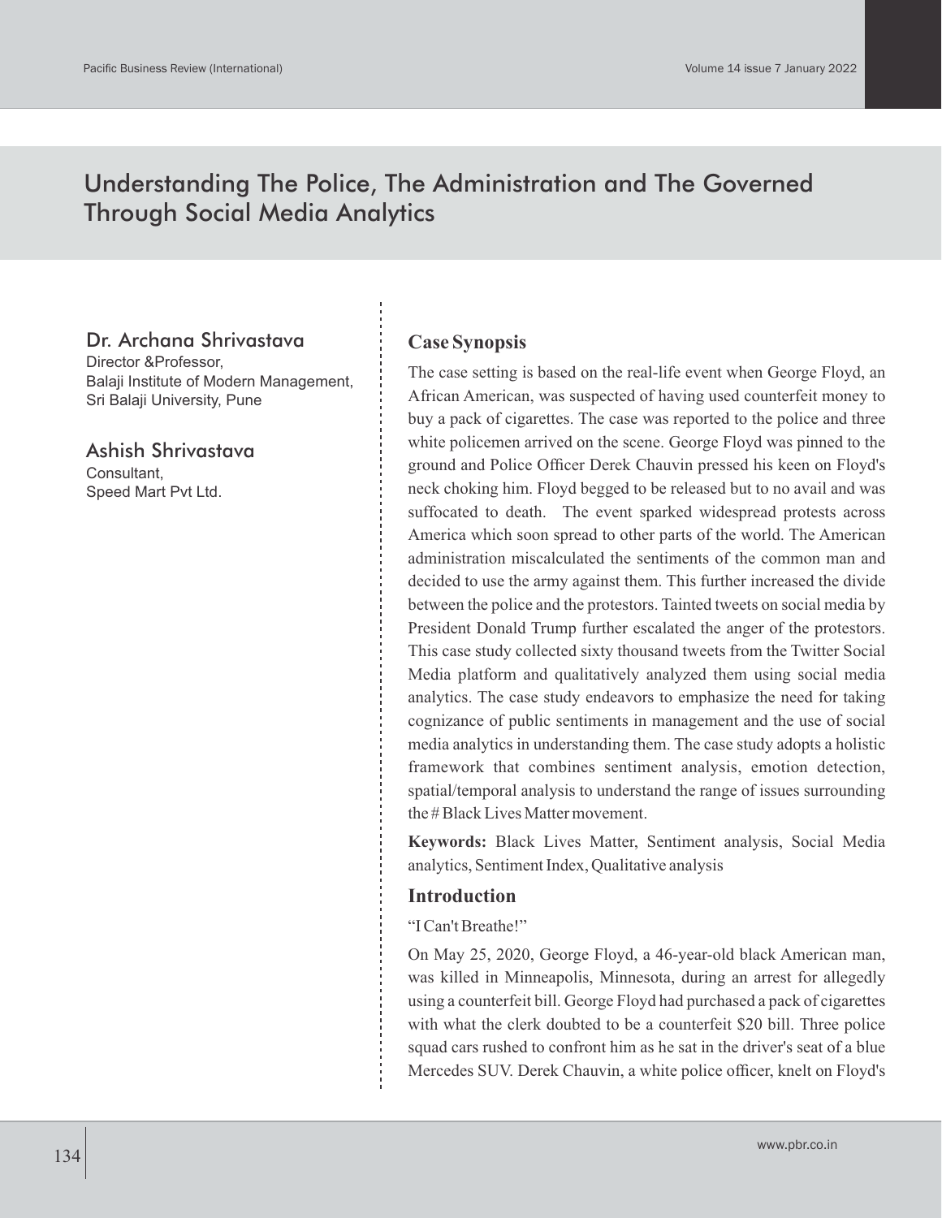# Understanding The Police, The Administration and The Governed Through Social Media Analytics

**Dr. Archana Shrivastava**
Director &Professor,
Balaji Institute of Modern Management,
Sri Balaji University, Pune

**Ashish Shrivastava**
Consultant,
Speed Mart Pvt Ltd.

## Case Synopsis

The case setting is based on the real-life event when George Floyd, an African American, was suspected of having used counterfeit money to buy a pack of cigarettes. The case was reported to the police and three white policemen arrived on the scene. George Floyd was pinned to the ground and Police Officer Derek Chauvin pressed his keen on Floyd's neck choking him. Floyd begged to be released but to no avail and was suffocated to death. The event sparked widespread protests across America which soon spread to other parts of the world. The American administration miscalculated the sentiments of the common man and decided to use the army against them. This further increased the divide between the police and the protestors. Tainted tweets on social media by President Donald Trump further escalated the anger of the protestors. This case study collected sixty thousand tweets from the Twitter Social Media platform and qualitatively analyzed them using social media analytics. The case study endeavors to emphasize the need for taking cognizance of public sentiments in management and the use of social media analytics in understanding them. The case study adopts a holistic framework that combines sentiment analysis, emotion detection, spatial/temporal analysis to understand the range of issues surrounding the # Black Lives Matter movement.

**Keywords:** Black Lives Matter, Sentiment analysis, Social Media analytics, Sentiment Index, Qualitative analysis

## Introduction

"I Can't Breathe!"

On May 25, 2020, George Floyd, a 46-year-old black American man, was killed in Minneapolis, Minnesota, during an arrest for allegedly using a counterfeit bill. George Floyd had purchased a pack of cigarettes with what the clerk doubted to be a counterfeit $20 bill. Three police squad cars rushed to confront him as he sat in the driver's seat of a blue Mercedes SUV. Derek Chauvin, a white police officer, knelt on Floyd's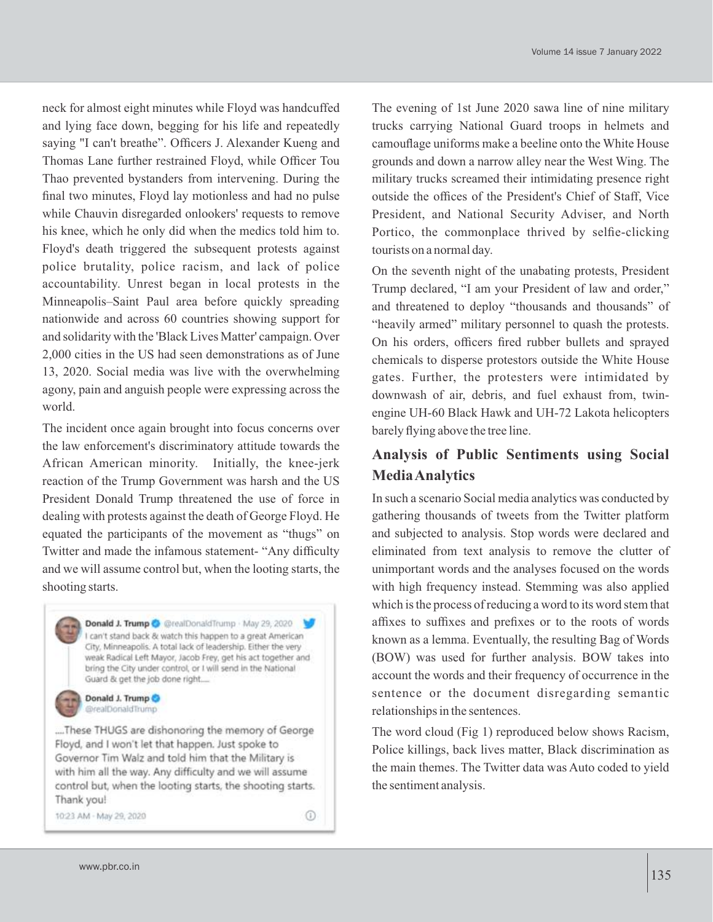neck for almost eight minutes while Floyd was handcuffed and lying face down, begging for his life and repeatedly saying "I can't breathe". Officers J. Alexander Kueng and Thomas Lane further restrained Floyd, while Officer Tou Thao prevented bystanders from intervening. During the final two minutes, Floyd lay motionless and had no pulse while Chauvin disregarded onlookers' requests to remove his knee, which he only did when the medics told him to. Floyd's death triggered the subsequent protests against police brutality, police racism, and lack of police accountability. Unrest began in local protests in the Minneapolis–Saint Paul area before quickly spreading nationwide and across 60 countries showing support for and solidarity with the 'Black Lives Matter' campaign. Over 2,000 cities in the US had seen demonstrations as of June 13, 2020. Social media was live with the overwhelming agony, pain and anguish people were expressing across the world.

The incident once again brought into focus concerns over the law enforcement's discriminatory attitude towards the African American minority. Initially, the knee-jerk reaction of the Trump Government was harsh and the US President Donald Trump threatened the use of force in dealing with protests against the death of George Floyd. He equated the participants of the movement as "thugs" on Twitter and made the infamous statement- "Any difficulty and we will assume control but, when the looting starts, the shooting starts.

> **Donald J. Trump** @realDonaldTrump · May 29, 2020
> I can't stand back & watch this happen to a great American City, Minneapolis. A total lack of leadership. Either the very weak Radical Left Mayor, Jacob Frey, get his act together and bring the City under control, or I will send in the National Guard & get the job done right.....
>
> **Donald J. Trump** @realDonaldTrump
> ....These THUGS are dishonoring the memory of George Floyd, and I won't let that happen. Just spoke to Governor Tim Walz and told him that the Military is with him all the way. Any difficulty and we will assume control but, when the looting starts, the shooting starts. Thank you!
>
> 10:23 AM · May 29, 2020

The evening of 1st June 2020 sawa line of nine military trucks carrying National Guard troops in helmets and camouflage uniforms make a beeline onto the White House grounds and down a narrow alley near the West Wing. The military trucks screamed their intimidating presence right outside the offices of the President's Chief of Staff, Vice President, and National Security Adviser, and North Portico, the commonplace thrived by selfie-clicking tourists on a normal day.

On the seventh night of the unabating protests, President Trump declared, "I am your President of law and order," and threatened to deploy "thousands and thousands" of "heavily armed" military personnel to quash the protests. On his orders, officers fired rubber bullets and sprayed chemicals to disperse protestors outside the White House gates. Further, the protesters were intimidated by downwash of air, debris, and fuel exhaust from, twin-engine UH-60 Black Hawk and UH-72 Lakota helicopters barely flying above the tree line.

## Analysis of Public Sentiments using Social Media Analytics

In such a scenario Social media analytics was conducted by gathering thousands of tweets from the Twitter platform and subjected to analysis. Stop words were declared and eliminated from text analysis to remove the clutter of unimportant words and the analyses focused on the words with high frequency instead. Stemming was also applied which is the process of reducing a word to its word stem that affixes to suffixes and prefixes or to the roots of words known as a lemma. Eventually, the resulting Bag of Words (BOW) was used for further analysis. BOW takes into account the words and their frequency of occurrence in the sentence or the document disregarding semantic relationships in the sentences.

The word cloud (Fig 1) reproduced below shows Racism, Police killings, back lives matter, Black discrimination as the main themes. The Twitter data was Auto coded to yield the sentiment analysis.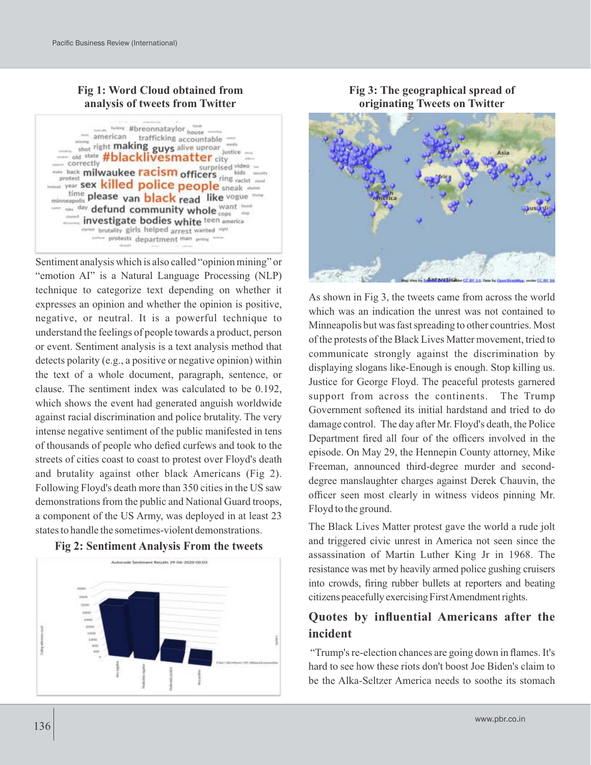**Fig 1: Word Cloud obtained from analysis of tweets from Twitter**

Sentiment analysis which is also called "opinion mining" or "emotion AI" is a Natural Language Processing (NLP) technique to categorize text depending on whether it expresses an opinion and whether the opinion is positive, negative, or neutral. It is a powerful technique to understand the feelings of people towards a product, person or event. Sentiment analysis is a text analysis method that detects polarity (e.g., a positive or negative opinion) within the text of a whole document, paragraph, sentence, or clause. The sentiment index was calculated to be 0.192, which shows the event had generated anguish worldwide against racial discrimination and police brutality. The very intense negative sentiment of the public manifested in tens of thousands of people who defied curfews and took to the streets of cities coast to coast to protest over Floyd's death and brutality against other black Americans (Fig 2). Following Floyd's death more than 350 cities in the US saw demonstrations from the public and National Guard troops, a component of the US Army, was deployed in at least 23 states to handle the sometimes-violent demonstrations.

**Fig 2: Sentiment Analysis From the tweets**

**Fig 3: The geographical spread of originating Tweets on Twitter**

As shown in Fig 3, the tweets came from across the world which was an indication the unrest was not contained to Minneapolis but was fast spreading to other countries. Most of the protests of the Black Lives Matter movement, tried to communicate strongly against the discrimination by displaying slogans like-Enough is enough. Stop killing us. Justice for George Floyd. The peaceful protests garnered support from across the continents. The Trump Government softened its initial hardstand and tried to do damage control. The day after Mr. Floyd's death, the Police Department fired all four of the officers involved in the episode. On May 29, the Hennepin County attorney, Mike Freeman, announced third-degree murder and second-degree manslaughter charges against Derek Chauvin, the officer seen most clearly in witness videos pinning Mr. Floyd to the ground.

The Black Lives Matter protest gave the world a rude jolt and triggered civic unrest in America not seen since the assassination of Martin Luther King Jr in 1968. The resistance was met by heavily armed police gushing cruisers into crowds, firing rubber bullets at reporters and beating citizens peacefully exercising First Amendment rights.

## Quotes by influential Americans after the incident

"Trump's re-election chances are going down in flames. It's hard to see how these riots don't boost Joe Biden's claim to be the Alka-Seltzer America needs to soothe its stomach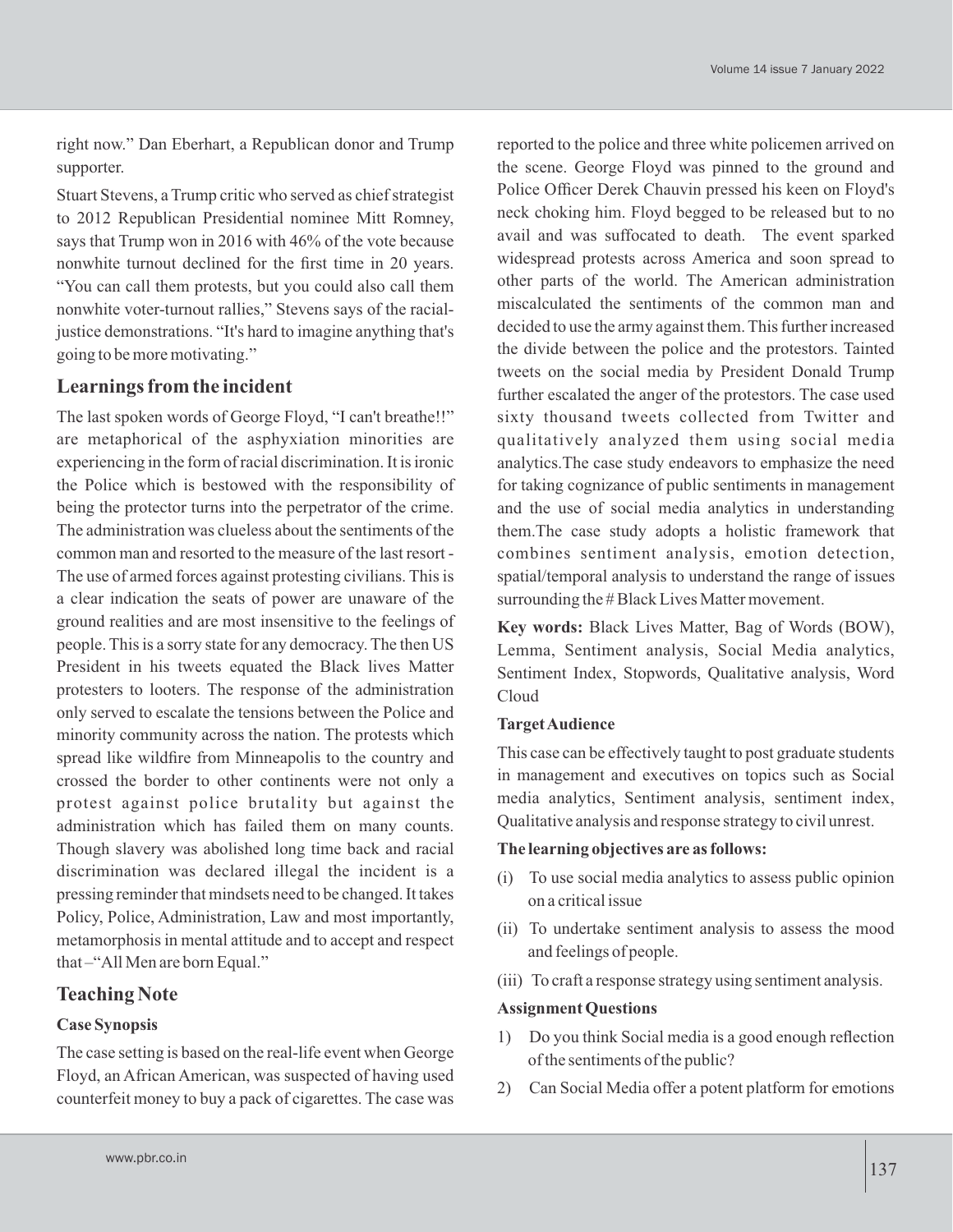right now." Dan Eberhart, a Republican donor and Trump supporter.

Stuart Stevens, a Trump critic who served as chief strategist to 2012 Republican Presidential nominee Mitt Romney, says that Trump won in 2016 with 46% of the vote because nonwhite turnout declined for the first time in 20 years. "You can call them protests, but you could also call them nonwhite voter-turnout rallies," Stevens says of the racial-justice demonstrations. "It's hard to imagine anything that's going to be more motivating."

## Learnings from the incident

The last spoken words of George Floyd, "I can't breathe!!" are metaphorical of the asphyxiation minorities are experiencing in the form of racial discrimination. It is ironic the Police which is bestowed with the responsibility of being the protector turns into the perpetrator of the crime. The administration was clueless about the sentiments of the common man and resorted to the measure of the last resort - The use of armed forces against protesting civilians. This is a clear indication the seats of power are unaware of the ground realities and are most insensitive to the feelings of people. This is a sorry state for any democracy. The then US President in his tweets equated the Black lives Matter protesters to looters. The response of the administration only served to escalate the tensions between the Police and minority community across the nation. The protests which spread like wildfire from Minneapolis to the country and crossed the border to other continents were not only a protest against police brutality but against the administration which has failed them on many counts. Though slavery was abolished long time back and racial discrimination was declared illegal the incident is a pressing reminder that mindsets need to be changed. It takes Policy, Police, Administration, Law and most importantly, metamorphosis in mental attitude and to accept and respect that –"All Men are born Equal."

## Teaching Note

### Case Synopsis

The case setting is based on the real-life event when George Floyd, an African American, was suspected of having used counterfeit money to buy a pack of cigarettes. The case was reported to the police and three white policemen arrived on the scene. George Floyd was pinned to the ground and Police Officer Derek Chauvin pressed his keen on Floyd's neck choking him. Floyd begged to be released but to no avail and was suffocated to death. The event sparked widespread protests across America and soon spread to other parts of the world. The American administration miscalculated the sentiments of the common man and decided to use the army against them. This further increased the divide between the police and the protestors. Tainted tweets on the social media by President Donald Trump further escalated the anger of the protestors. The case used sixty thousand tweets collected from Twitter and qualitatively analyzed them using social media analytics.The case study endeavors to emphasize the need for taking cognizance of public sentiments in management and the use of social media analytics in understanding them.The case study adopts a holistic framework that combines sentiment analysis, emotion detection, spatial/temporal analysis to understand the range of issues surrounding the # Black Lives Matter movement.

**Key words:** Black Lives Matter, Bag of Words (BOW), Lemma, Sentiment analysis, Social Media analytics, Sentiment Index, Stopwords, Qualitative analysis, Word Cloud

### Target Audience

This case can be effectively taught to post graduate students in management and executives on topics such as Social media analytics, Sentiment analysis, sentiment index, Qualitative analysis and response strategy to civil unrest.

### The learning objectives are as follows:

(i) To use social media analytics to assess public opinion on a critical issue

(ii) To undertake sentiment analysis to assess the mood and feelings of people.

(iii) To craft a response strategy using sentiment analysis.

### Assignment Questions

1) Do you think Social media is a good enough reflection of the sentiments of the public?

2) Can Social Media offer a potent platform for emotions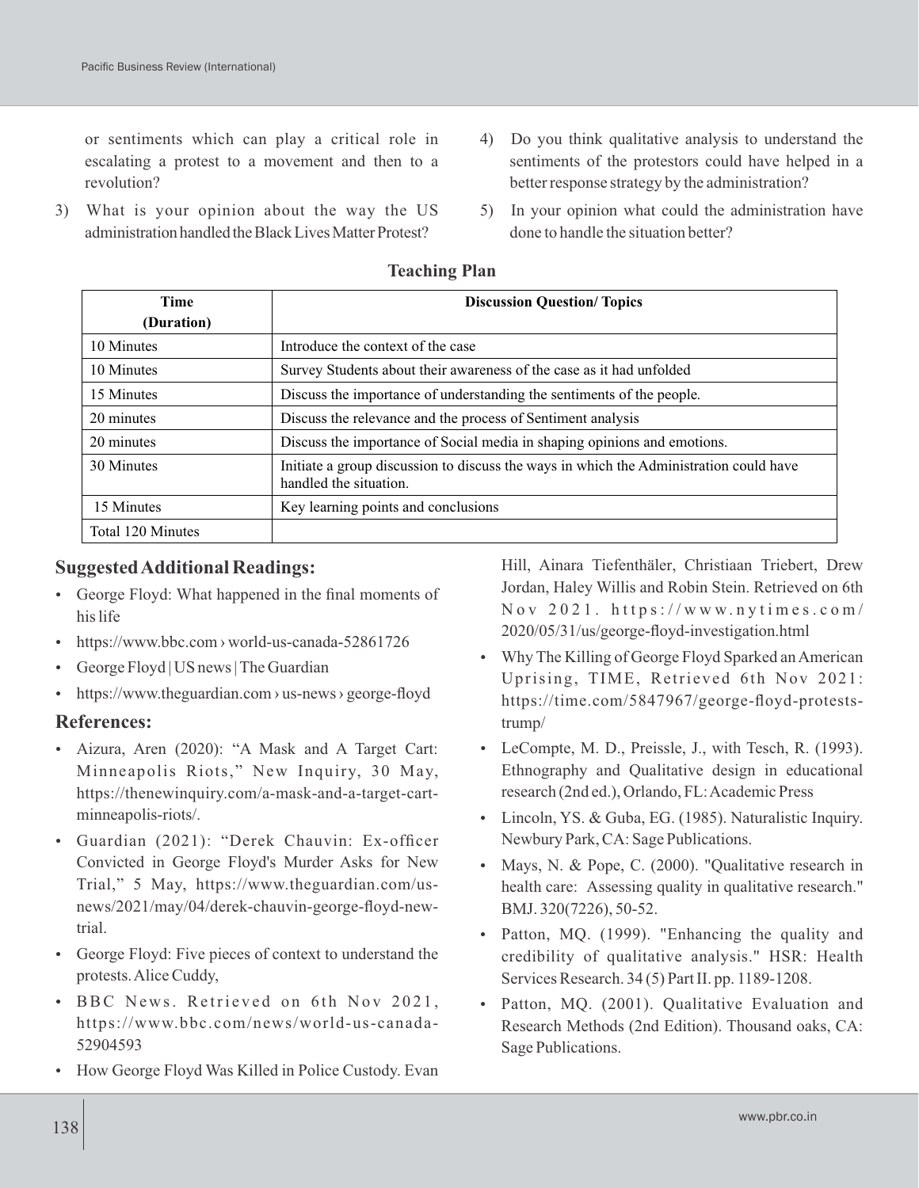or sentiments which can play a critical role in escalating a protest to a movement and then to a revolution?

3) What is your opinion about the way the US administration handled the Black Lives Matter Protest?

4) Do you think qualitative analysis to understand the sentiments of the protestors could have helped in a better response strategy by the administration?

5) In your opinion what could the administration have done to handle the situation better?

**Teaching Plan**

| Time (Duration) | Discussion Question/ Topics |
|---|---|
| 10 Minutes | Introduce the context of the case |
| 10 Minutes | Survey Students about their awareness of the case as it had unfolded |
| 15 Minutes | Discuss the importance of understanding the sentiments of the people. |
| 20 minutes | Discuss the relevance and the process of Sentiment analysis |
| 20 minutes | Discuss the importance of Social media in shaping opinions and emotions. |
| 30 Minutes | Initiate a group discussion to discuss the ways in which the Administration could have handled the situation. |
| 15 Minutes | Key learning points and conclusions |
| Total 120 Minutes | |

## Suggested Additional Readings:

- George Floyd: What happened in the final moments of his life
- https://www.bbc.com › world-us-canada-52861726
- George Floyd | US news | The Guardian
- https://www.theguardian.com › us-news › george-floyd

## References:

- Aizura, Aren (2020): "A Mask and A Target Cart: Minneapolis Riots," New Inquiry, 30 May, https://thenewinquiry.com/a-mask-and-a-target-cart-minneapolis-riots/.
- Guardian (2021): "Derek Chauvin: Ex-officer Convicted in George Floyd's Murder Asks for New Trial," 5 May, https://www.theguardian.com/us-news/2021/may/04/derek-chauvin-george-floyd-new-trial.
- George Floyd: Five pieces of context to understand the protests. Alice Cuddy,
- BBC News. Retrieved on 6th Nov 2021, https://www.bbc.com/news/world-us-canada-52904593
- How George Floyd Was Killed in Police Custody. Evan Hill, Ainara Tiefenthäler, Christiaan Triebert, Drew Jordan, Haley Willis and Robin Stein. Retrieved on 6th Nov 2021. https://www.nytimes.com/2020/05/31/us/george-floyd-investigation.html
- Why The Killing of George Floyd Sparked an American Uprising, TIME, Retrieved 6th Nov 2021: https://time.com/5847967/george-floyd-protests-trump/
- LeCompte, M. D., Preissle, J., with Tesch, R. (1993). Ethnography and Qualitative design in educational research (2nd ed.), Orlando, FL: Academic Press
- Lincoln, YS. & Guba, EG. (1985). Naturalistic Inquiry. Newbury Park, CA: Sage Publications.
- Mays, N. & Pope, C. (2000). "Qualitative research in health care: Assessing quality in qualitative research." BMJ. 320(7226), 50-52.
- Patton, MQ. (1999). "Enhancing the quality and credibility of qualitative analysis." HSR: Health Services Research. 34 (5) Part II. pp. 1189-1208.
- Patton, MQ. (2001). Qualitative Evaluation and Research Methods (2nd Edition). Thousand oaks, CA: Sage Publications.